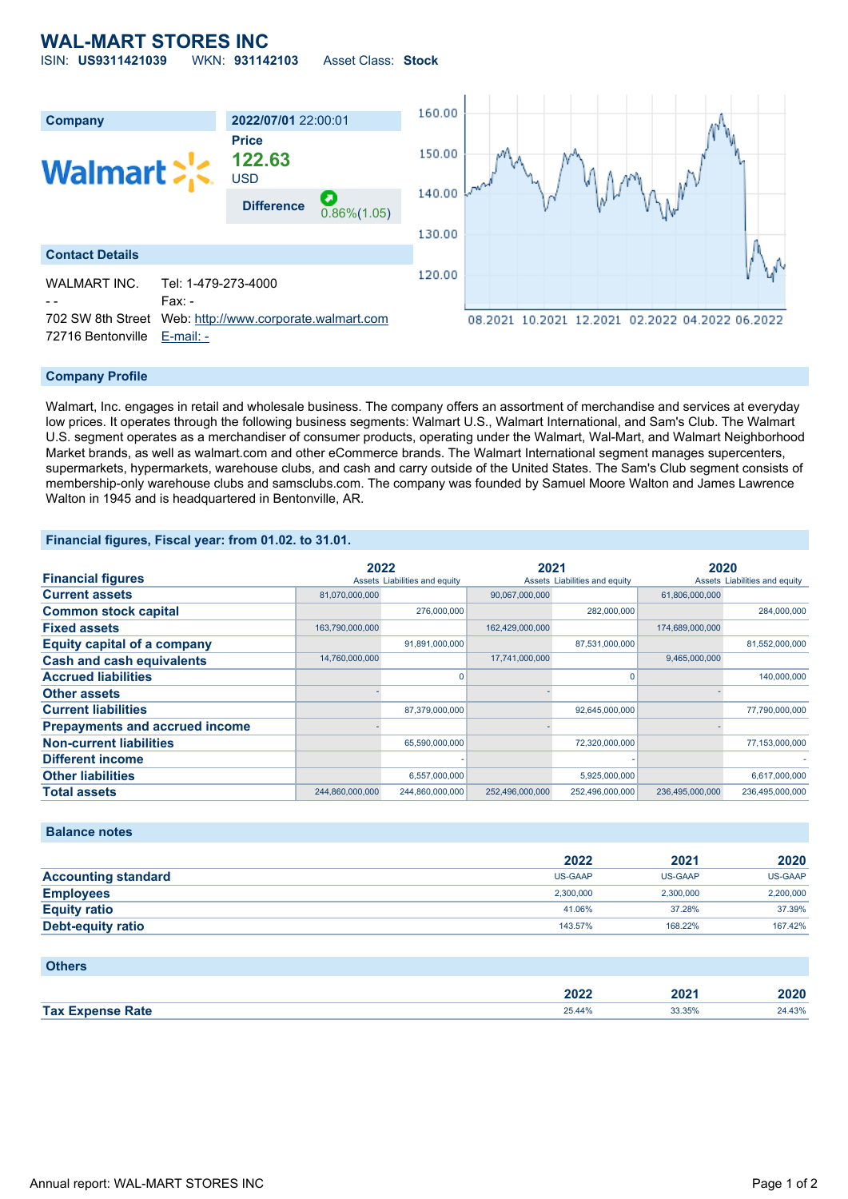# WAL-MART STORES INC

ISIN: **US9311421039** WKN: **931142103** Asset Class: **Stock**

| Company | 2022/07/01 22:00:01 |
|---|---|
| Walmart | **Price** |
| | **122.63** |
| | USD |
| | **Difference** 0.86%(1.05) |

## Contact Details

| | |
|---|---|
| WALMART INC. | Tel: 1-479-273-4000 |
| - - | Fax: - |
| 702 SW 8th Street | Web: http://www.corporate.walmart.com |
| 72716 Bentonville | E-mail: - |

## Company Profile

Walmart, Inc. engages in retail and wholesale business. The company offers an assortment of merchandise and services at everyday low prices. It operates through the following business segments: Walmart U.S., Walmart International, and Sam's Club. The Walmart U.S. segment operates as a merchandiser of consumer products, operating under the Walmart, Wal-Mart, and Walmart Neighborhood Market brands, as well as walmart.com and other eCommerce brands. The Walmart International segment manages supercenters, supermarkets, hypermarkets, warehouse clubs, and cash and carry outside of the United States. The Sam's Club segment consists of membership-only warehouse clubs and samsclubs.com. The company was founded by Samuel Moore Walton and James Lawrence Walton in 1945 and is headquartered in Bentonville, AR.

## Financial figures, Fiscal year: from 01.02. to 31.01.

| Financial figures | 2022 | | 2021 | | 2020 | |
|---|---|---|---|---|---|---|
| | Assets | Liabilities and equity | Assets | Liabilities and equity | Assets | Liabilities and equity |
| **Current assets** | 81,070,000,000 | | 90,067,000,000 | | 61,806,000,000 | |
| **Common stock capital** | | 276,000,000 | | 282,000,000 | | 284,000,000 |
| **Fixed assets** | 163,790,000,000 | | 162,429,000,000 | | 174,689,000,000 | |
| **Equity capital of a company** | | 91,891,000,000 | | 87,531,000,000 | | 81,552,000,000 |
| **Cash and cash equivalents** | 14,760,000,000 | | 17,741,000,000 | | 9,465,000,000 | |
| **Accrued liabilities** | | 0 | | 0 | | 140,000,000 |
| **Other assets** | - | | - | | - | |
| **Current liabilities** | | 87,379,000,000 | | 92,645,000,000 | | 77,790,000,000 |
| **Prepayments and accrued income** | - | | - | | - | |
| **Non-current liabilities** | | 65,590,000,000 | | 72,320,000,000 | | 77,153,000,000 |
| **Different income** | | - | | - | | - |
| **Other liabilities** | | 6,557,000,000 | | 5,925,000,000 | | 6,617,000,000 |
| **Total assets** | 244,860,000,000 | 244,860,000,000 | 252,496,000,000 | 252,496,000,000 | 236,495,000,000 | 236,495,000,000 |

## Balance notes

| | 2022 | 2021 | 2020 |
|---|---|---|---|
| **Accounting standard** | US-GAAP | US-GAAP | US-GAAP |
| **Employees** | 2,300,000 | 2,300,000 | 2,200,000 |
| **Equity ratio** | 41.06% | 37.28% | 37.39% |
| **Debt-equity ratio** | 143.57% | 168.22% | 167.42% |

## Others

| | 2022 | 2021 | 2020 |
|---|---|---|---|
| **Tax Expense Rate** | 25.44% | 33.35% | 24.43% |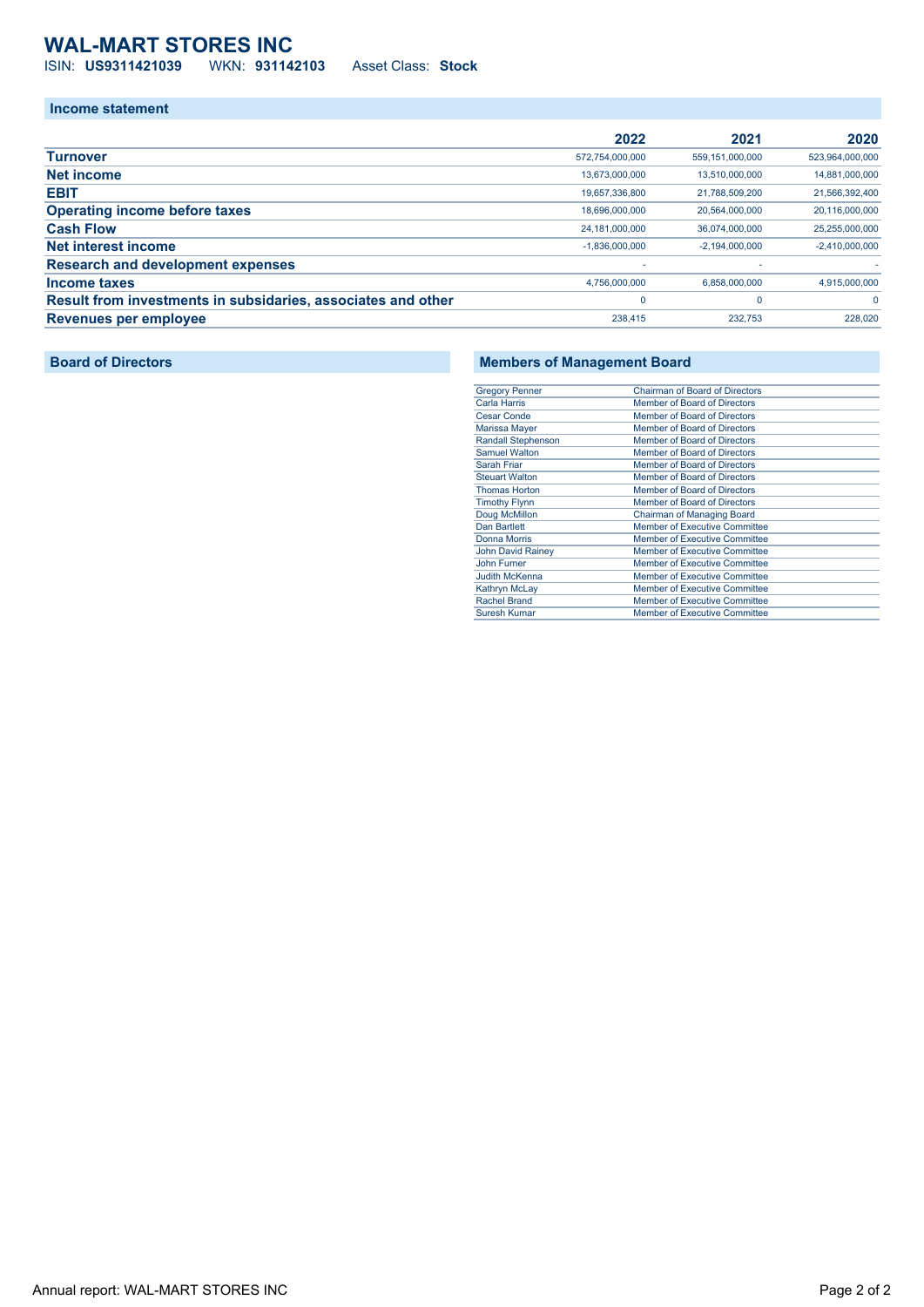# WAL-MART STORES INC

ISIN: **US9311421039** WKN: **931142103** Asset Class: **Stock**

## Income statement

| | 2022 | 2021 | 2020 |
|---|---|---|---|
| **Turnover** | 572,754,000,000 | 559,151,000,000 | 523,964,000,000 |
| **Net income** | 13,673,000,000 | 13,510,000,000 | 14,881,000,000 |
| **EBIT** | 19,657,336,800 | 21,788,509,200 | 21,566,392,400 |
| **Operating income before taxes** | 18,696,000,000 | 20,564,000,000 | 20,116,000,000 |
| **Cash Flow** | 24,181,000,000 | 36,074,000,000 | 25,255,000,000 |
| **Net interest income** | -1,836,000,000 | -2,194,000,000 | -2,410,000,000 |
| **Research and development expenses** | - | - | - |
| **Income taxes** | 4,756,000,000 | 6,858,000,000 | 4,915,000,000 |
| **Result from investments in subsidaries, associates and other** | 0 | 0 | 0 |
| **Revenues per employee** | 238,415 | 232,753 | 228,020 |

## Board of Directors

## Members of Management Board

| | |
|---|---|
| Gregory Penner | Chairman of Board of Directors |
| Carla Harris | Member of Board of Directors |
| Cesar Conde | Member of Board of Directors |
| Marissa Mayer | Member of Board of Directors |
| Randall Stephenson | Member of Board of Directors |
| Samuel Walton | Member of Board of Directors |
| Sarah Friar | Member of Board of Directors |
| Steuart Walton | Member of Board of Directors |
| Thomas Horton | Member of Board of Directors |
| Timothy Flynn | Member of Board of Directors |
| Doug McMillon | Chairman of Managing Board |
| Dan Bartlett | Member of Executive Committee |
| Donna Morris | Member of Executive Committee |
| John David Rainey | Member of Executive Committee |
| John Furner | Member of Executive Committee |
| Judith McKenna | Member of Executive Committee |
| Kathryn McLay | Member of Executive Committee |
| Rachel Brand | Member of Executive Committee |
| Suresh Kumar | Member of Executive Committee |

Annual report: WAL-MART STORES INC